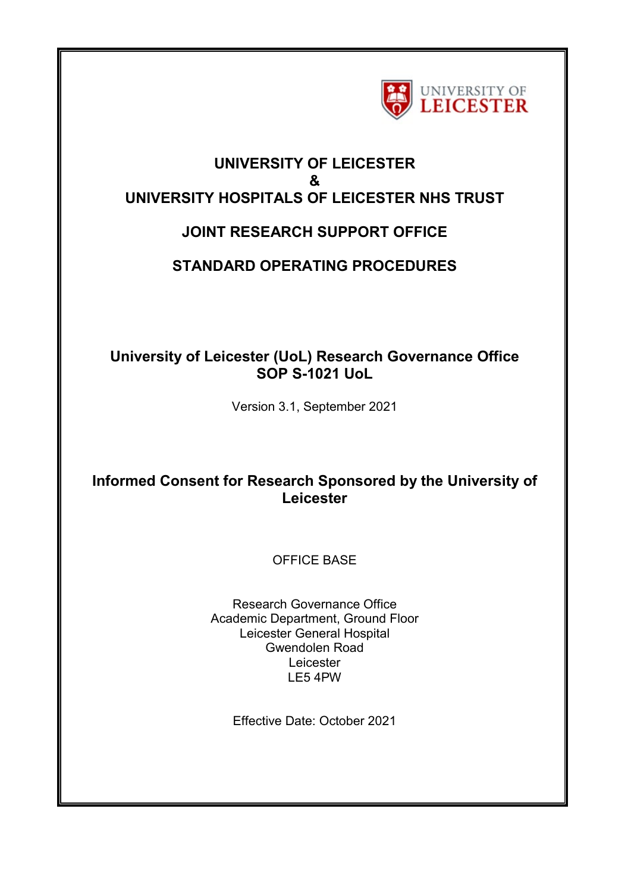UNIVERSITY OF LEICESTER

# UNIVERSITY OF LEICESTER
# &
# UNIVERSITY HOSPITALS OF LEICESTER NHS TRUST

## JOINT RESEARCH SUPPORT OFFICE

## STANDARD OPERATING PROCEDURES

**University of Leicester (UoL) Research Governance Office**
**SOP S-1021 UoL**

Version 3.1, September 2021

**Informed Consent for Research Sponsored by the University of Leicester**

OFFICE BASE

Research Governance Office
Academic Department, Ground Floor
Leicester General Hospital
Gwendolen Road
Leicester
LE5 4PW

Effective Date: October 2021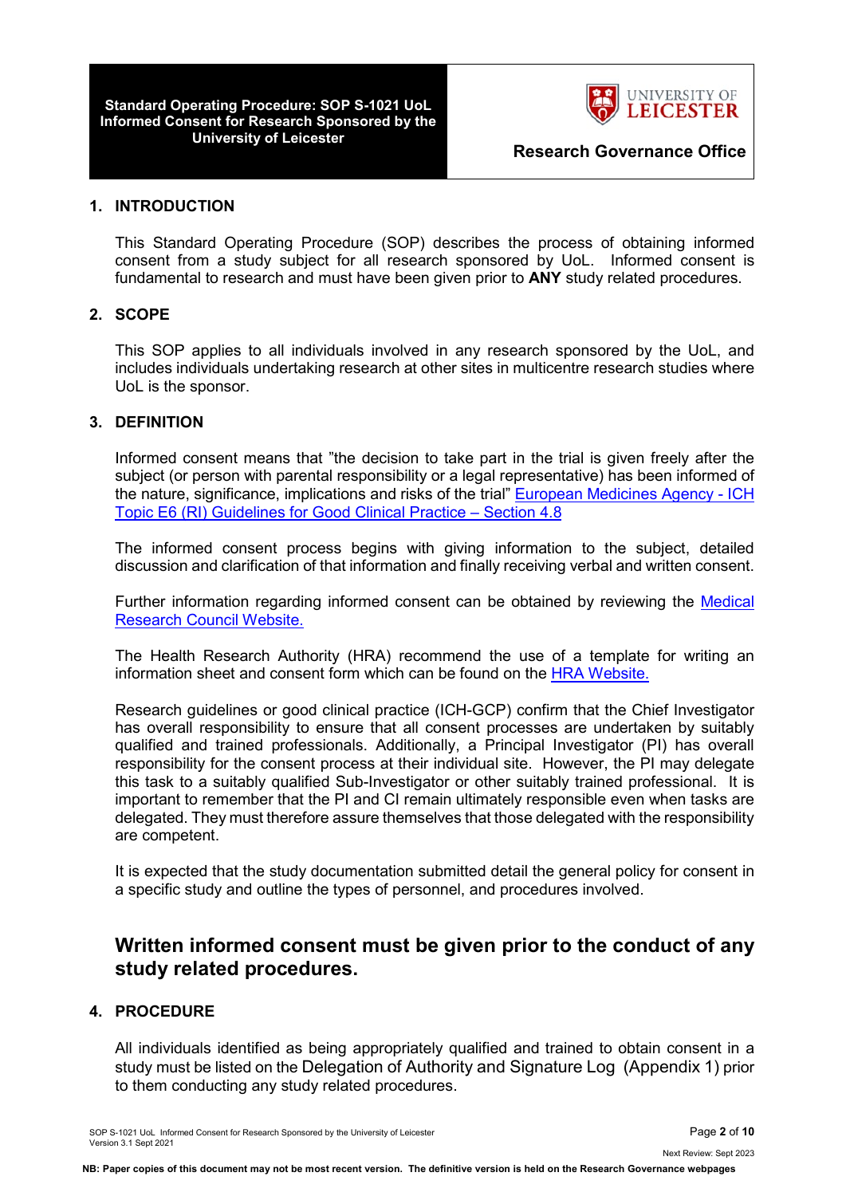## 1. INTRODUCTION

This Standard Operating Procedure (SOP) describes the process of obtaining informed consent from a study subject for all research sponsored by UoL. Informed consent is fundamental to research and must have been given prior to **ANY** study related procedures.

## 2. SCOPE

This SOP applies to all individuals involved in any research sponsored by the UoL, and includes individuals undertaking research at other sites in multicentre research studies where UoL is the sponsor.

## 3. DEFINITION

Informed consent means that "the decision to take part in the trial is given freely after the subject (or person with parental responsibility or a legal representative) has been informed of the nature, significance, implications and risks of the trial" European Medicines Agency - ICH Topic E6 (RI) Guidelines for Good Clinical Practice – Section 4.8

The informed consent process begins with giving information to the subject, detailed discussion and clarification of that information and finally receiving verbal and written consent.

Further information regarding informed consent can be obtained by reviewing the Medical Research Council Website.

The Health Research Authority (HRA) recommend the use of a template for writing an information sheet and consent form which can be found on the HRA Website.

Research guidelines or good clinical practice (ICH-GCP) confirm that the Chief Investigator has overall responsibility to ensure that all consent processes are undertaken by suitably qualified and trained professionals. Additionally, a Principal Investigator (PI) has overall responsibility for the consent process at their individual site. However, the PI may delegate this task to a suitably qualified Sub-Investigator or other suitably trained professional. It is important to remember that the PI and CI remain ultimately responsible even when tasks are delegated. They must therefore assure themselves that those delegated with the responsibility are competent.

It is expected that the study documentation submitted detail the general policy for consent in a specific study and outline the types of personnel, and procedures involved.

### Written informed consent must be given prior to the conduct of any study related procedures.

## 4. PROCEDURE

All individuals identified as being appropriately qualified and trained to obtain consent in a study must be listed on the Delegation of Authority and Signature Log (Appendix 1) prior to them conducting any study related procedures.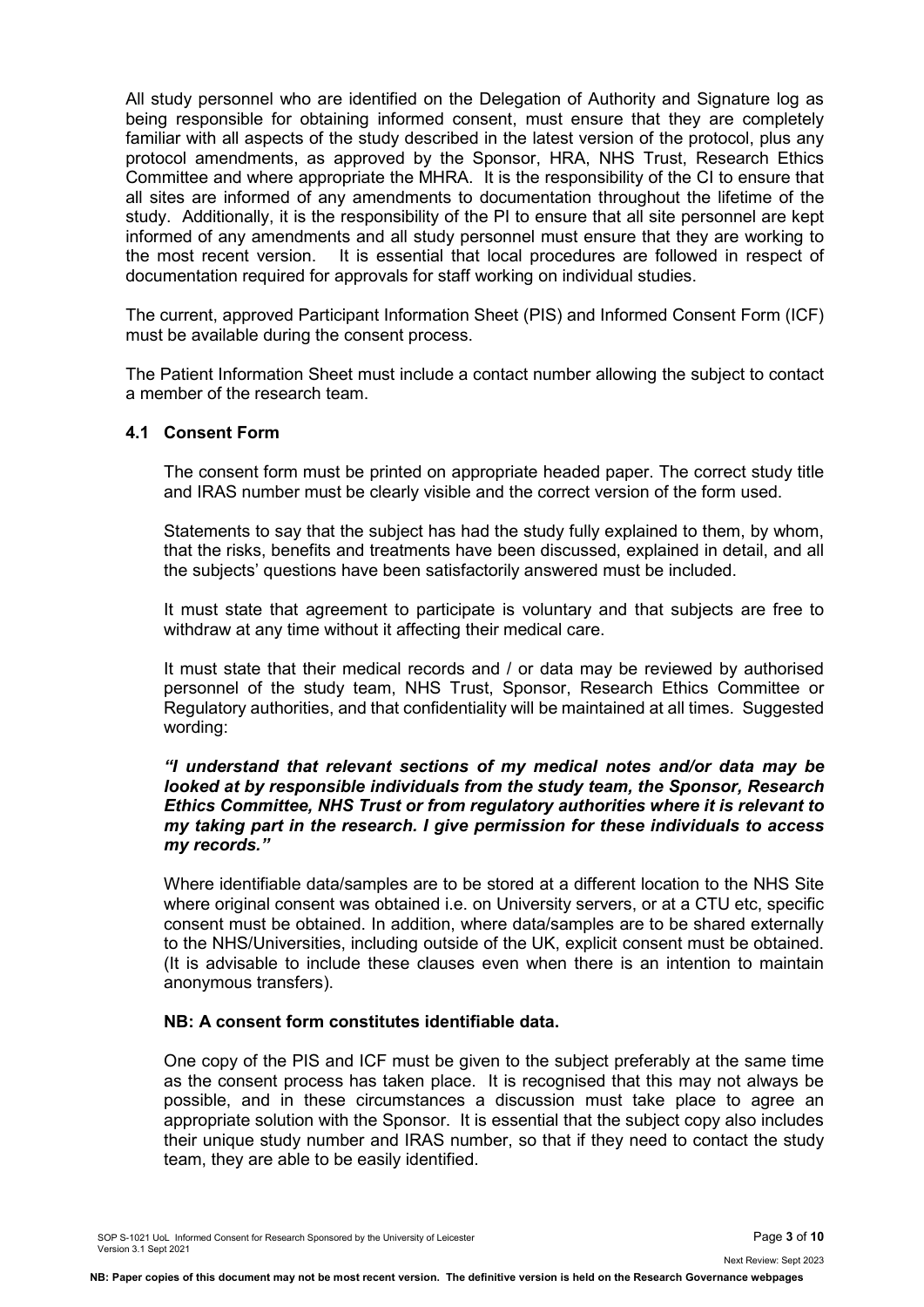All study personnel who are identified on the Delegation of Authority and Signature log as being responsible for obtaining informed consent, must ensure that they are completely familiar with all aspects of the study described in the latest version of the protocol, plus any protocol amendments, as approved by the Sponsor, HRA, NHS Trust, Research Ethics Committee and where appropriate the MHRA. It is the responsibility of the CI to ensure that all sites are informed of any amendments to documentation throughout the lifetime of the study. Additionally, it is the responsibility of the PI to ensure that all site personnel are kept informed of any amendments and all study personnel must ensure that they are working to the most recent version. It is essential that local procedures are followed in respect of documentation required for approvals for staff working on individual studies.

The current, approved Participant Information Sheet (PIS) and Informed Consent Form (ICF) must be available during the consent process.

The Patient Information Sheet must include a contact number allowing the subject to contact a member of the research team.

### 4.1 Consent Form

The consent form must be printed on appropriate headed paper. The correct study title and IRAS number must be clearly visible and the correct version of the form used.

Statements to say that the subject has had the study fully explained to them, by whom, that the risks, benefits and treatments have been discussed, explained in detail, and all the subjects' questions have been satisfactorily answered must be included.

It must state that agreement to participate is voluntary and that subjects are free to withdraw at any time without it affecting their medical care.

It must state that their medical records and / or data may be reviewed by authorised personnel of the study team, NHS Trust, Sponsor, Research Ethics Committee or Regulatory authorities, and that confidentiality will be maintained at all times. Suggested wording:

***"I understand that relevant sections of my medical notes and/or data may be looked at by responsible individuals from the study team, the Sponsor, Research Ethics Committee, NHS Trust or from regulatory authorities where it is relevant to my taking part in the research. I give permission for these individuals to access my records."***

Where identifiable data/samples are to be stored at a different location to the NHS Site where original consent was obtained i.e. on University servers, or at a CTU etc, specific consent must be obtained. In addition, where data/samples are to be shared externally to the NHS/Universities, including outside of the UK, explicit consent must be obtained. (It is advisable to include these clauses even when there is an intention to maintain anonymous transfers).

**NB: A consent form constitutes identifiable data.**

One copy of the PIS and ICF must be given to the subject preferably at the same time as the consent process has taken place. It is recognised that this may not always be possible, and in these circumstances a discussion must take place to agree an appropriate solution with the Sponsor. It is essential that the subject copy also includes their unique study number and IRAS number, so that if they need to contact the study team, they are able to be easily identified.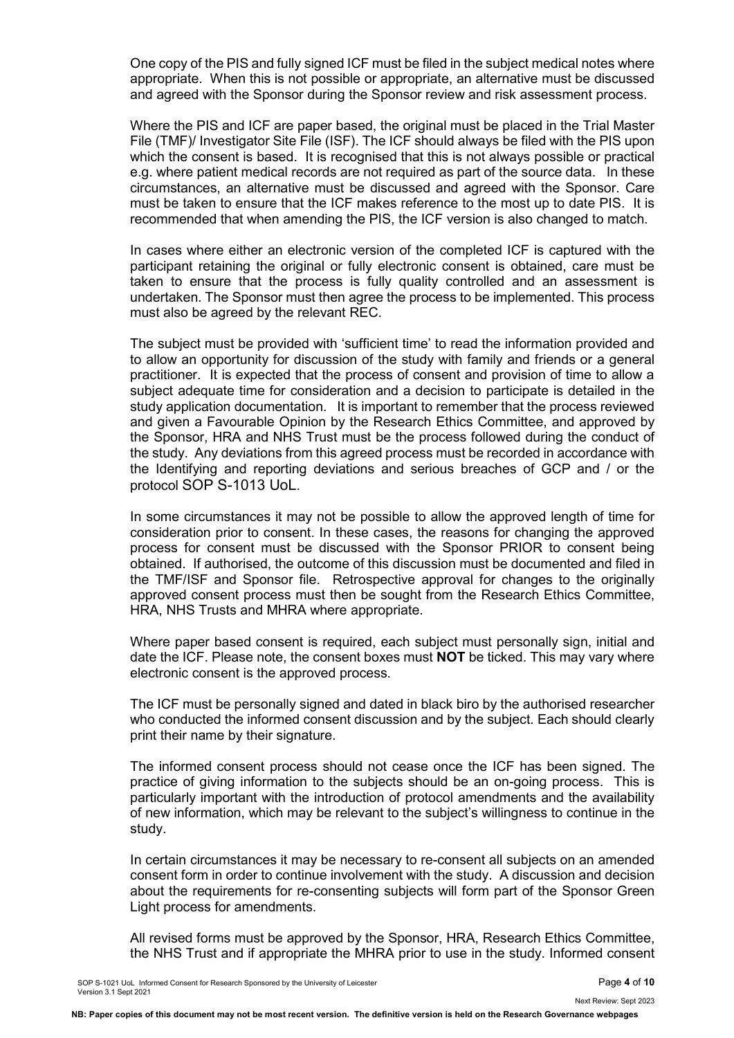One copy of the PIS and fully signed ICF must be filed in the subject medical notes where appropriate. When this is not possible or appropriate, an alternative must be discussed and agreed with the Sponsor during the Sponsor review and risk assessment process.

Where the PIS and ICF are paper based, the original must be placed in the Trial Master File (TMF)/ Investigator Site File (ISF). The ICF should always be filed with the PIS upon which the consent is based. It is recognised that this is not always possible or practical e.g. where patient medical records are not required as part of the source data. In these circumstances, an alternative must be discussed and agreed with the Sponsor. Care must be taken to ensure that the ICF makes reference to the most up to date PIS. It is recommended that when amending the PIS, the ICF version is also changed to match.

In cases where either an electronic version of the completed ICF is captured with the participant retaining the original or fully electronic consent is obtained, care must be taken to ensure that the process is fully quality controlled and an assessment is undertaken. The Sponsor must then agree the process to be implemented. This process must also be agreed by the relevant REC.

The subject must be provided with 'sufficient time' to read the information provided and to allow an opportunity for discussion of the study with family and friends or a general practitioner. It is expected that the process of consent and provision of time to allow a subject adequate time for consideration and a decision to participate is detailed in the study application documentation. It is important to remember that the process reviewed and given a Favourable Opinion by the Research Ethics Committee, and approved by the Sponsor, HRA and NHS Trust must be the process followed during the conduct of the study. Any deviations from this agreed process must be recorded in accordance with the Identifying and reporting deviations and serious breaches of GCP and / or the protocol SOP S-1013 UoL.

In some circumstances it may not be possible to allow the approved length of time for consideration prior to consent. In these cases, the reasons for changing the approved process for consent must be discussed with the Sponsor PRIOR to consent being obtained. If authorised, the outcome of this discussion must be documented and filed in the TMF/ISF and Sponsor file. Retrospective approval for changes to the originally approved consent process must then be sought from the Research Ethics Committee, HRA, NHS Trusts and MHRA where appropriate.

Where paper based consent is required, each subject must personally sign, initial and date the ICF. Please note, the consent boxes must **NOT** be ticked. This may vary where electronic consent is the approved process.

The ICF must be personally signed and dated in black biro by the authorised researcher who conducted the informed consent discussion and by the subject. Each should clearly print their name by their signature.

The informed consent process should not cease once the ICF has been signed. The practice of giving information to the subjects should be an on-going process. This is particularly important with the introduction of protocol amendments and the availability of new information, which may be relevant to the subject's willingness to continue in the study.

In certain circumstances it may be necessary to re-consent all subjects on an amended consent form in order to continue involvement with the study. A discussion and decision about the requirements for re-consenting subjects will form part of the Sponsor Green Light process for amendments.

All revised forms must be approved by the Sponsor, HRA, Research Ethics Committee, the NHS Trust and if appropriate the MHRA prior to use in the study. Informed consent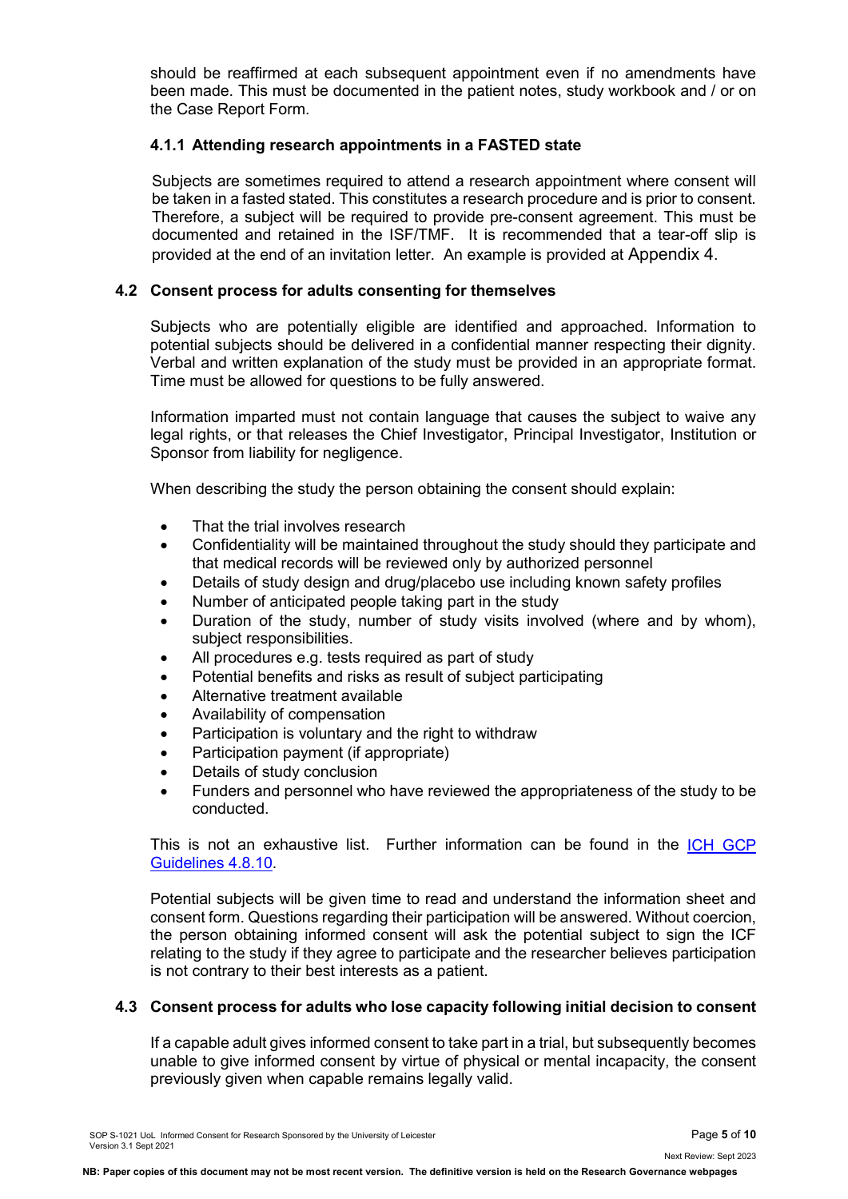should be reaffirmed at each subsequent appointment even if no amendments have been made. This must be documented in the patient notes, study workbook and / or on the Case Report Form.

### 4.1.1 Attending research appointments in a FASTED state

Subjects are sometimes required to attend a research appointment where consent will be taken in a fasted stated. This constitutes a research procedure and is prior to consent. Therefore, a subject will be required to provide pre-consent agreement. This must be documented and retained in the ISF/TMF. It is recommended that a tear-off slip is provided at the end of an invitation letter. An example is provided at Appendix 4.

## 4.2 Consent process for adults consenting for themselves

Subjects who are potentially eligible are identified and approached. Information to potential subjects should be delivered in a confidential manner respecting their dignity. Verbal and written explanation of the study must be provided in an appropriate format. Time must be allowed for questions to be fully answered.

Information imparted must not contain language that causes the subject to waive any legal rights, or that releases the Chief Investigator, Principal Investigator, Institution or Sponsor from liability for negligence.

When describing the study the person obtaining the consent should explain:

- That the trial involves research
- Confidentiality will be maintained throughout the study should they participate and that medical records will be reviewed only by authorized personnel
- Details of study design and drug/placebo use including known safety profiles
- Number of anticipated people taking part in the study
- Duration of the study, number of study visits involved (where and by whom), subject responsibilities.
- All procedures e.g. tests required as part of study
- Potential benefits and risks as result of subject participating
- Alternative treatment available
- Availability of compensation
- Participation is voluntary and the right to withdraw
- Participation payment (if appropriate)
- Details of study conclusion
- Funders and personnel who have reviewed the appropriateness of the study to be conducted.

This is not an exhaustive list. Further information can be found in the ICH GCP Guidelines 4.8.10.

Potential subjects will be given time to read and understand the information sheet and consent form. Questions regarding their participation will be answered. Without coercion, the person obtaining informed consent will ask the potential subject to sign the ICF relating to the study if they agree to participate and the researcher believes participation is not contrary to their best interests as a patient.

## 4.3 Consent process for adults who lose capacity following initial decision to consent

If a capable adult gives informed consent to take part in a trial, but subsequently becomes unable to give informed consent by virtue of physical or mental incapacity, the consent previously given when capable remains legally valid.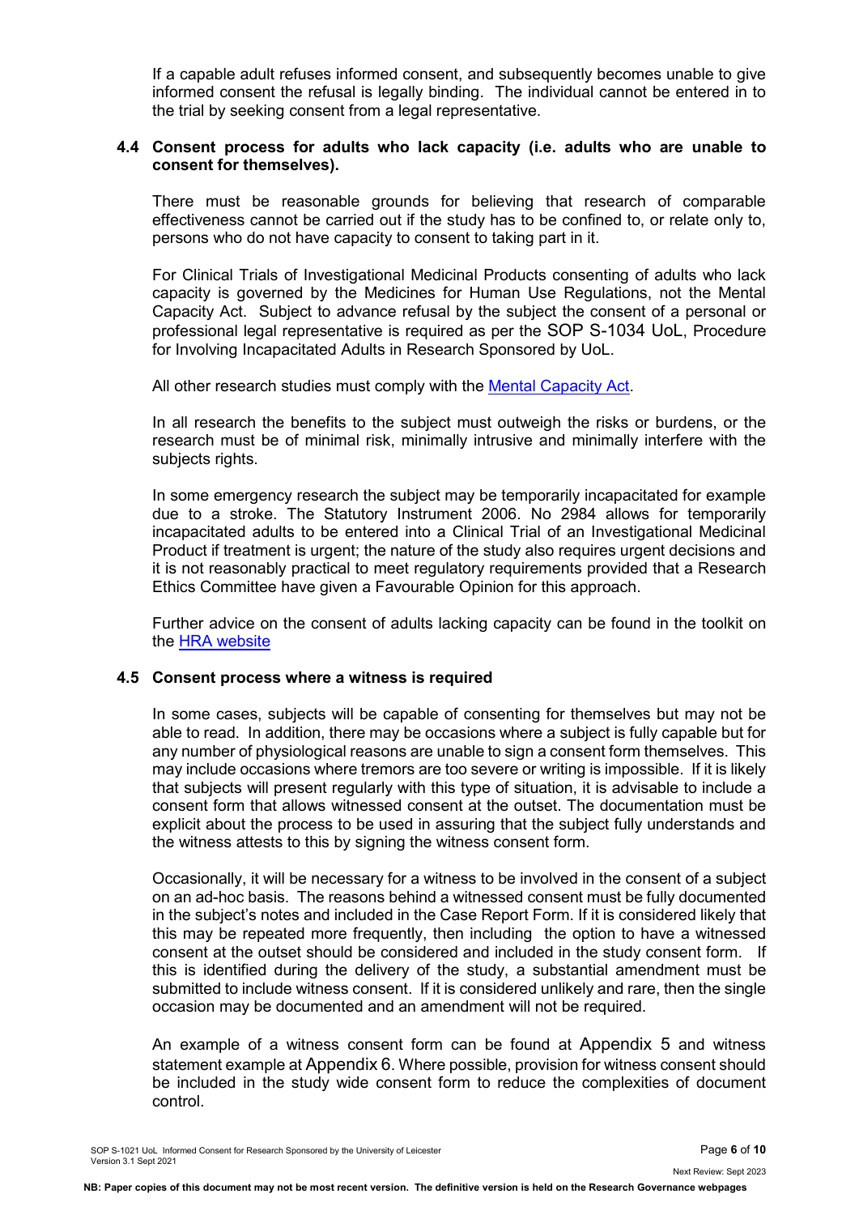If a capable adult refuses informed consent, and subsequently becomes unable to give informed consent the refusal is legally binding. The individual cannot be entered in to the trial by seeking consent from a legal representative.

### 4.4 Consent process for adults who lack capacity (i.e. adults who are unable to consent for themselves).

There must be reasonable grounds for believing that research of comparable effectiveness cannot be carried out if the study has to be confined to, or relate only to, persons who do not have capacity to consent to taking part in it.

For Clinical Trials of Investigational Medicinal Products consenting of adults who lack capacity is governed by the Medicines for Human Use Regulations, not the Mental Capacity Act. Subject to advance refusal by the subject the consent of a personal or professional legal representative is required as per the SOP S-1034 UoL, Procedure for Involving Incapacitated Adults in Research Sponsored by UoL.

All other research studies must comply with the Mental Capacity Act.

In all research the benefits to the subject must outweigh the risks or burdens, or the research must be of minimal risk, minimally intrusive and minimally interfere with the subjects rights.

In some emergency research the subject may be temporarily incapacitated for example due to a stroke. The Statutory Instrument 2006. No 2984 allows for temporarily incapacitated adults to be entered into a Clinical Trial of an Investigational Medicinal Product if treatment is urgent; the nature of the study also requires urgent decisions and it is not reasonably practical to meet regulatory requirements provided that a Research Ethics Committee have given a Favourable Opinion for this approach.

Further advice on the consent of adults lacking capacity can be found in the toolkit on the HRA website

### 4.5 Consent process where a witness is required

In some cases, subjects will be capable of consenting for themselves but may not be able to read. In addition, there may be occasions where a subject is fully capable but for any number of physiological reasons are unable to sign a consent form themselves. This may include occasions where tremors are too severe or writing is impossible. If it is likely that subjects will present regularly with this type of situation, it is advisable to include a consent form that allows witnessed consent at the outset. The documentation must be explicit about the process to be used in assuring that the subject fully understands and the witness attests to this by signing the witness consent form.

Occasionally, it will be necessary for a witness to be involved in the consent of a subject on an ad-hoc basis. The reasons behind a witnessed consent must be fully documented in the subject's notes and included in the Case Report Form. If it is considered likely that this may be repeated more frequently, then including the option to have a witnessed consent at the outset should be considered and included in the study consent form. If this is identified during the delivery of the study, a substantial amendment must be submitted to include witness consent. If it is considered unlikely and rare, then the single occasion may be documented and an amendment will not be required.

An example of a witness consent form can be found at Appendix 5 and witness statement example at Appendix 6. Where possible, provision for witness consent should be included in the study wide consent form to reduce the complexities of document control.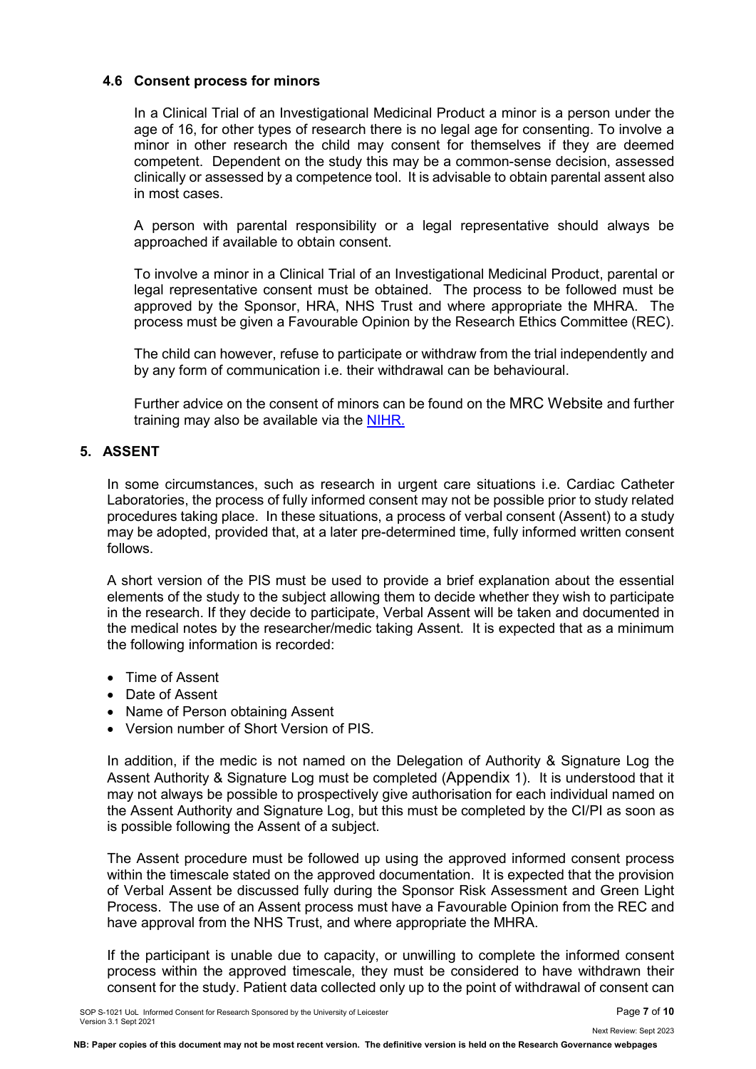### 4.6 Consent process for minors

In a Clinical Trial of an Investigational Medicinal Product a minor is a person under the age of 16, for other types of research there is no legal age for consenting. To involve a minor in other research the child may consent for themselves if they are deemed competent. Dependent on the study this may be a common-sense decision, assessed clinically or assessed by a competence tool. It is advisable to obtain parental assent also in most cases.

A person with parental responsibility or a legal representative should always be approached if available to obtain consent.

To involve a minor in a Clinical Trial of an Investigational Medicinal Product, parental or legal representative consent must be obtained. The process to be followed must be approved by the Sponsor, HRA, NHS Trust and where appropriate the MHRA. The process must be given a Favourable Opinion by the Research Ethics Committee (REC).

The child can however, refuse to participate or withdraw from the trial independently and by any form of communication i.e. their withdrawal can be behavioural.

Further advice on the consent of minors can be found on the MRC Website and further training may also be available via the NIHR.

## 5. ASSENT

In some circumstances, such as research in urgent care situations i.e. Cardiac Catheter Laboratories, the process of fully informed consent may not be possible prior to study related procedures taking place. In these situations, a process of verbal consent (Assent) to a study may be adopted, provided that, at a later pre-determined time, fully informed written consent follows.

A short version of the PIS must be used to provide a brief explanation about the essential elements of the study to the subject allowing them to decide whether they wish to participate in the research. If they decide to participate, Verbal Assent will be taken and documented in the medical notes by the researcher/medic taking Assent. It is expected that as a minimum the following information is recorded:

- Time of Assent
- Date of Assent
- Name of Person obtaining Assent
- Version number of Short Version of PIS.

In addition, if the medic is not named on the Delegation of Authority & Signature Log the Assent Authority & Signature Log must be completed (Appendix 1). It is understood that it may not always be possible to prospectively give authorisation for each individual named on the Assent Authority and Signature Log, but this must be completed by the CI/PI as soon as is possible following the Assent of a subject.

The Assent procedure must be followed up using the approved informed consent process within the timescale stated on the approved documentation. It is expected that the provision of Verbal Assent be discussed fully during the Sponsor Risk Assessment and Green Light Process. The use of an Assent process must have a Favourable Opinion from the REC and have approval from the NHS Trust, and where appropriate the MHRA.

If the participant is unable due to capacity, or unwilling to complete the informed consent process within the approved timescale, they must be considered to have withdrawn their consent for the study. Patient data collected only up to the point of withdrawal of consent can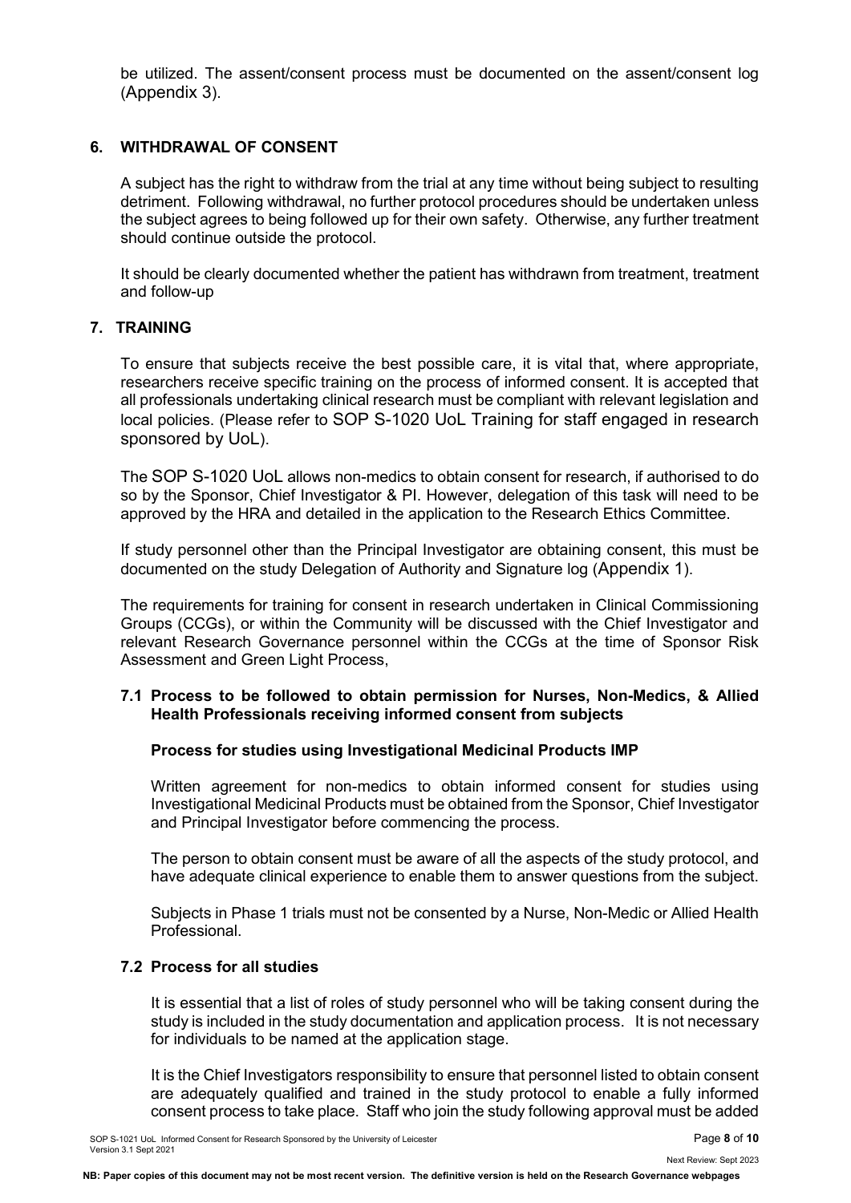be utilized. The assent/consent process must be documented on the assent/consent log (Appendix 3).

## 6. WITHDRAWAL OF CONSENT

A subject has the right to withdraw from the trial at any time without being subject to resulting detriment. Following withdrawal, no further protocol procedures should be undertaken unless the subject agrees to being followed up for their own safety. Otherwise, any further treatment should continue outside the protocol.

It should be clearly documented whether the patient has withdrawn from treatment, treatment and follow-up

## 7. TRAINING

To ensure that subjects receive the best possible care, it is vital that, where appropriate, researchers receive specific training on the process of informed consent. It is accepted that all professionals undertaking clinical research must be compliant with relevant legislation and local policies. (Please refer to SOP S-1020 UoL Training for staff engaged in research sponsored by UoL).

The SOP S-1020 UoL allows non-medics to obtain consent for research, if authorised to do so by the Sponsor, Chief Investigator & PI. However, delegation of this task will need to be approved by the HRA and detailed in the application to the Research Ethics Committee.

If study personnel other than the Principal Investigator are obtaining consent, this must be documented on the study Delegation of Authority and Signature log (Appendix 1).

The requirements for training for consent in research undertaken in Clinical Commissioning Groups (CCGs), or within the Community will be discussed with the Chief Investigator and relevant Research Governance personnel within the CCGs at the time of Sponsor Risk Assessment and Green Light Process,

### 7.1 Process to be followed to obtain permission for Nurses, Non-Medics, & Allied Health Professionals receiving informed consent from subjects

**Process for studies using Investigational Medicinal Products IMP**

Written agreement for non-medics to obtain informed consent for studies using Investigational Medicinal Products must be obtained from the Sponsor, Chief Investigator and Principal Investigator before commencing the process.

The person to obtain consent must be aware of all the aspects of the study protocol, and have adequate clinical experience to enable them to answer questions from the subject.

Subjects in Phase 1 trials must not be consented by a Nurse, Non-Medic or Allied Health Professional.

### 7.2 Process for all studies

It is essential that a list of roles of study personnel who will be taking consent during the study is included in the study documentation and application process. It is not necessary for individuals to be named at the application stage.

It is the Chief Investigators responsibility to ensure that personnel listed to obtain consent are adequately qualified and trained in the study protocol to enable a fully informed consent process to take place. Staff who join the study following approval must be added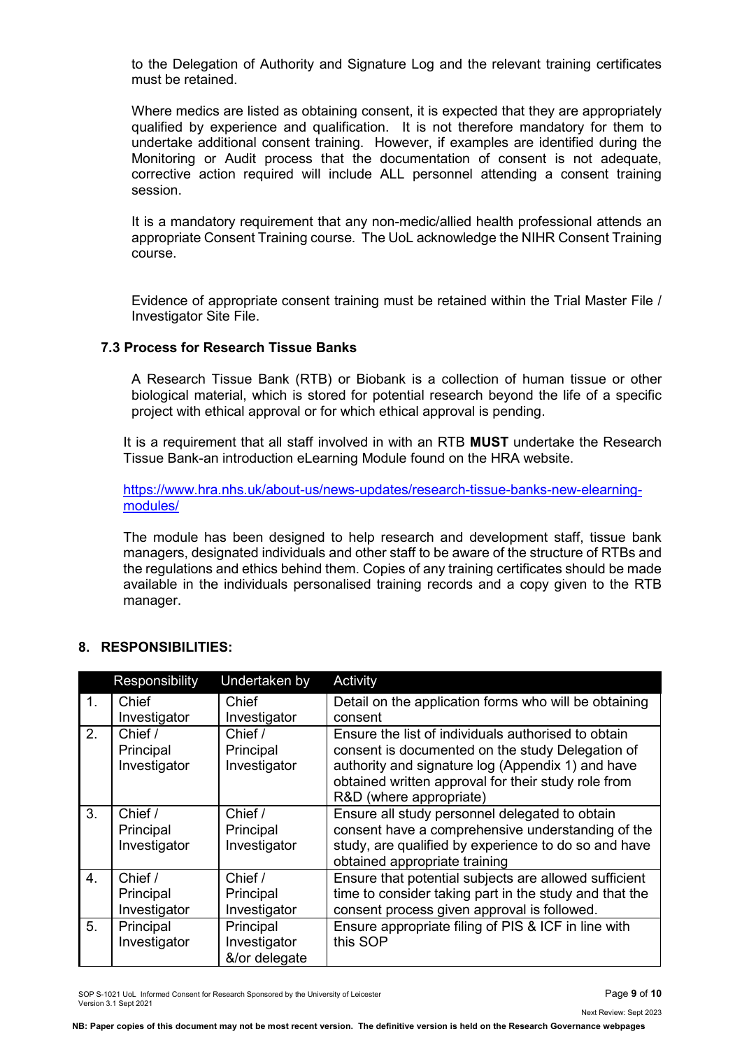to the Delegation of Authority and Signature Log and the relevant training certificates must be retained.

Where medics are listed as obtaining consent, it is expected that they are appropriately qualified by experience and qualification. It is not therefore mandatory for them to undertake additional consent training. However, if examples are identified during the Monitoring or Audit process that the documentation of consent is not adequate, corrective action required will include ALL personnel attending a consent training session.

It is a mandatory requirement that any non-medic/allied health professional attends an appropriate Consent Training course. The UoL acknowledge the NIHR Consent Training course.

Evidence of appropriate consent training must be retained within the Trial Master File / Investigator Site File.

### 7.3 Process for Research Tissue Banks

A Research Tissue Bank (RTB) or Biobank is a collection of human tissue or other biological material, which is stored for potential research beyond the life of a specific project with ethical approval or for which ethical approval is pending.

It is a requirement that all staff involved in with an RTB **MUST** undertake the Research Tissue Bank-an introduction eLearning Module found on the HRA website.

https://www.hra.nhs.uk/about-us/news-updates/research-tissue-banks-new-elearning-modules/

The module has been designed to help research and development staff, tissue bank managers, designated individuals and other staff to be aware of the structure of RTBs and the regulations and ethics behind them. Copies of any training certificates should be made available in the individuals personalised training records and a copy given to the RTB manager.

## 8. RESPONSIBILITIES:

| | Responsibility | Undertaken by | Activity |
|---|---|---|---|
| 1. | Chief Investigator | Chief Investigator | Detail on the application forms who will be obtaining consent |
| 2. | Chief / Principal Investigator | Chief / Principal Investigator | Ensure the list of individuals authorised to obtain consent is documented on the study Delegation of authority and signature log (Appendix 1) and have obtained written approval for their study role from R&D (where appropriate) |
| 3. | Chief / Principal Investigator | Chief / Principal Investigator | Ensure all study personnel delegated to obtain consent have a comprehensive understanding of the study, are qualified by experience to do so and have obtained appropriate training |
| 4. | Chief / Principal Investigator | Chief / Principal Investigator | Ensure that potential subjects are allowed sufficient time to consider taking part in the study and that the consent process given approval is followed. |
| 5. | Principal Investigator | Principal Investigator &/or delegate | Ensure appropriate filing of PIS & ICF in line with this SOP |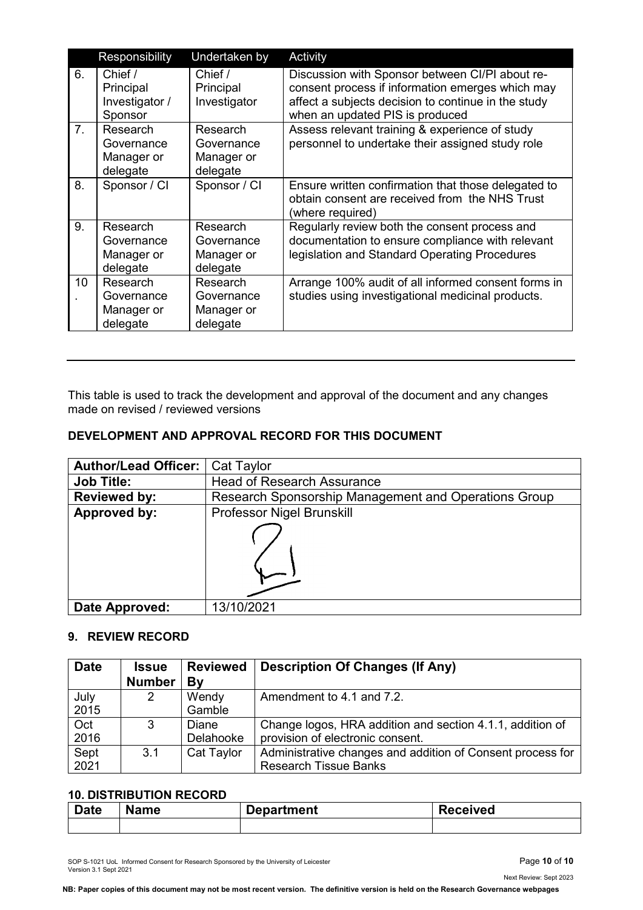| | Responsibility | Undertaken by | Activity |
|---|---|---|---|
| 6. | Chief / Principal Investigator / Sponsor | Chief / Principal Investigator | Discussion with Sponsor between CI/PI about re-consent process if information emerges which may affect a subjects decision to continue in the study when an updated PIS is produced |
| 7. | Research Governance Manager or delegate | Research Governance Manager or delegate | Assess relevant training & experience of study personnel to undertake their assigned study role |
| 8. | Sponsor / CI | Sponsor / CI | Ensure written confirmation that those delegated to obtain consent are received from the NHS Trust (where required) |
| 9. | Research Governance Manager or delegate | Research Governance Manager or delegate | Regularly review both the consent process and documentation to ensure compliance with relevant legislation and Standard Operating Procedures |
| 10. | Research Governance Manager or delegate | Research Governance Manager or delegate | Arrange 100% audit of all informed consent forms in studies using investigational medicinal products. |

---

This table is used to track the development and approval of the document and any changes made on revised / reviewed versions

**DEVELOPMENT AND APPROVAL RECORD FOR THIS DOCUMENT**

| | |
|---|---|
| **Author/Lead Officer:** | Cat Taylor |
| **Job Title:** | Head of Research Assurance |
| **Reviewed by:** | Research Sponsorship Management and Operations Group |
| **Approved by:** | Professor Nigel Brunskill |
| **Date Approved:** | 13/10/2021 |

## 9. REVIEW RECORD

| Date | Issue Number | Reviewed By | Description Of Changes (If Any) |
|---|---|---|---|
| July 2015 | 2 | Wendy Gamble | Amendment to 4.1 and 7.2. |
| Oct 2016 | 3 | Diane Delahooke | Change logos, HRA addition and section 4.1.1, addition of provision of electronic consent. |
| Sept 2021 | 3.1 | Cat Taylor | Administrative changes and addition of Consent process for Research Tissue Banks |

## 10. DISTRIBUTION RECORD

| Date | Name | Department | Received |
|---|---|---|---|
| | | | |

NB: Paper copies of this document may not be most recent version. The definitive version is held on the Research Governance webpages